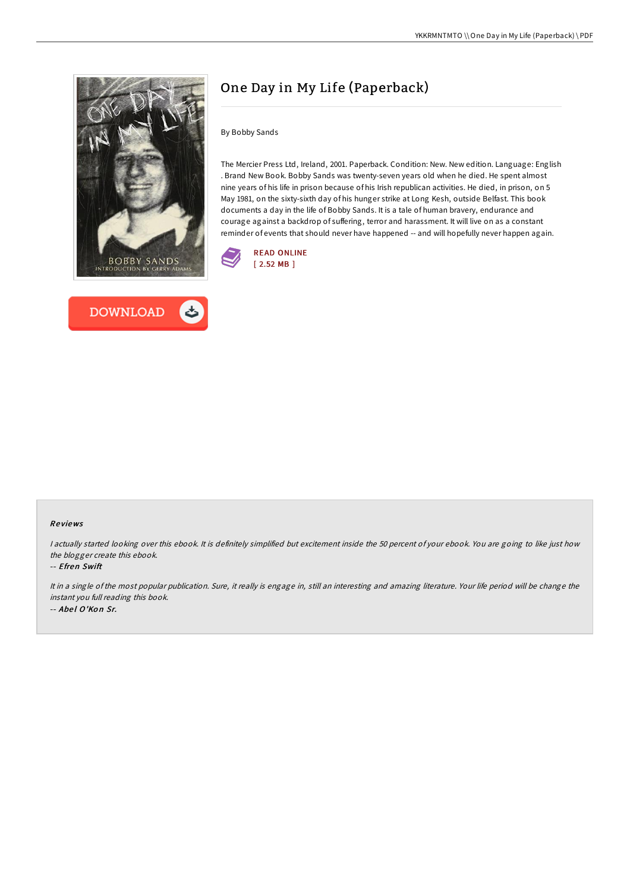# One Day in My Life (Paperback)

By Bobby Sands

The Mercier Press Ltd, Ireland, 2001. Paperback. Condition: New. New edition. Language: English . Brand New Book. Bobby Sands was twenty-seven years old when he died. He spent almost nine years of his life in prison because of his Irish republican activities. He died, in prison, on 5 May 1981, on the sixty-sixth day of his hunger strike at Long Kesh, outside Belfast. This book documents a day in the life of Bobby Sands. It is a tale of human bravery, endurance and courage against a backdrop of suffering, terror and harassment. It will live on as a constant reminder of events that should never have happened -- and will hopefully never happen again.

READ ONLINE
[ 2.52 MB ]

DOWNLOAD

### Reviews

*I actually started looking over this ebook. It is definitely simplified but excitement inside the 50 percent of your ebook. You are going to like just how the blogger create this ebook.*

*-- Efren Swift*

*It in a single of the most popular publication. Sure, it really is engage in, still an interesting and amazing literature. Your life period will be change the instant you full reading this book.*

*-- Abel O'Kon Sr.*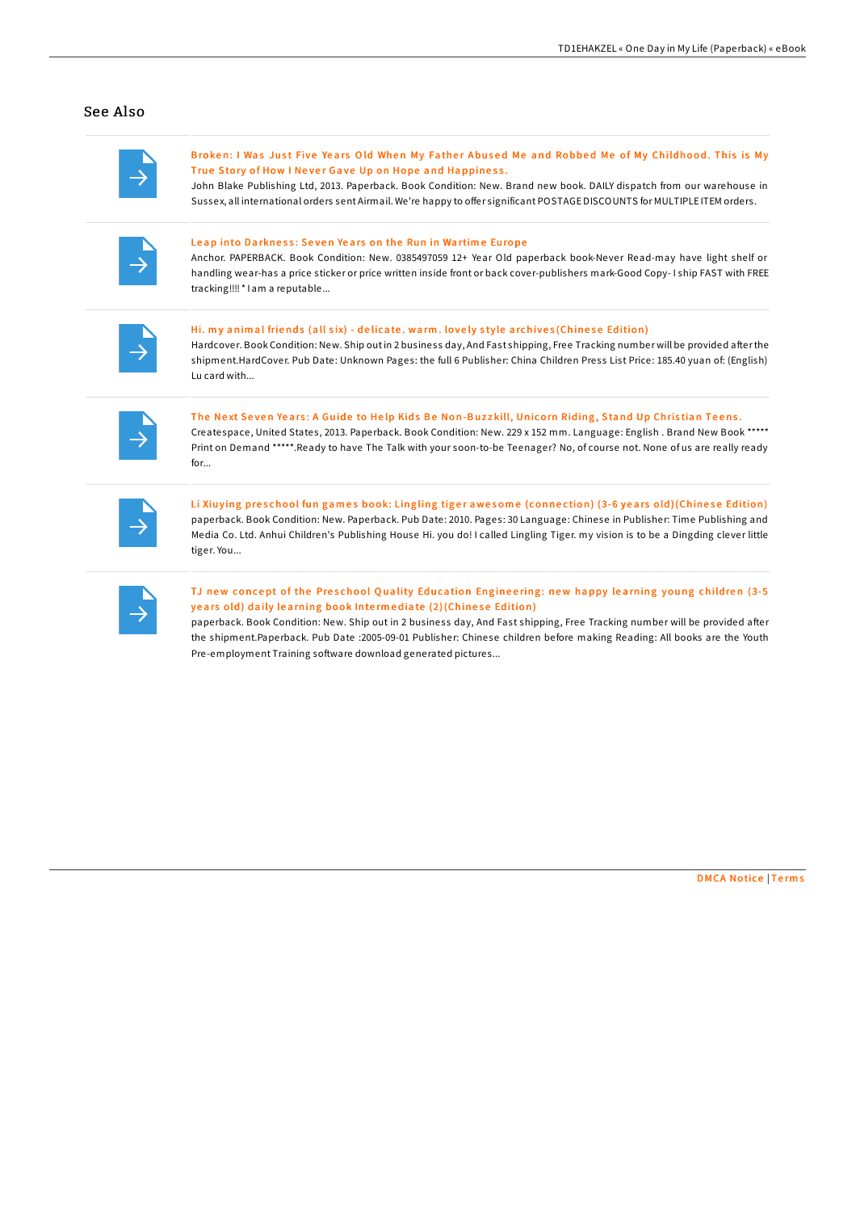## See Also

**Broken: I Was Just Five Years Old When My Father Abused Me and Robbed Me of My Childhood. This is My True Story of How I Never Gave Up on Hope and Happiness.**

John Blake Publishing Ltd, 2013. Paperback. Book Condition: New. Brand new book. DAILY dispatch from our warehouse in Sussex, all international orders sent Airmail. We're happy to offer significant POSTAGE DISCOUNTS for MULTIPLE ITEM orders.

**Leap into Darkness: Seven Years on the Run in Wartime Europe**

Anchor. PAPERBACK. Book Condition: New. 0385497059 12+ Year Old paperback book-Never Read-may have light shelf or handling wear-has a price sticker or price written inside front or back cover-publishers mark-Good Copy- I ship FAST with FREE tracking!!!! * I am a reputable...

**Hi. my animal friends (all six) - delicate. warm. lovely style archives(Chinese Edition)**

Hardcover. Book Condition: New. Ship out in 2 business day, And Fast shipping, Free Tracking number will be provided after the shipment.HardCover. Pub Date: Unknown Pages: the full 6 Publisher: China Children Press List Price: 185.40 yuan of: (English) Lu card with...

**The Next Seven Years: A Guide to Help Kids Be Non-Buzzkill, Unicorn Riding, Stand Up Christian Teens.**

Createspace, United States, 2013. Paperback. Book Condition: New. 229 x 152 mm. Language: English . Brand New Book ***** Print on Demand *****.Ready to have The Talk with your soon-to-be Teenager? No, of course not. None of us are really ready for...

**Li Xiuying preschool fun games book: Lingling tiger awesome (connection) (3-6 years old)(Chinese Edition)**

paperback. Book Condition: New. Paperback. Pub Date: 2010. Pages: 30 Language: Chinese in Publisher: Time Publishing and Media Co. Ltd. Anhui Children's Publishing House Hi. you do! I called Lingling Tiger. my vision is to be a Dingding clever little tiger. You...

**TJ new concept of the Preschool Quality Education Engineering: new happy learning young children (3-5 years old) daily learning book Intermediate (2)(Chinese Edition)**

paperback. Book Condition: New. Ship out in 2 business day, And Fast shipping, Free Tracking number will be provided after the shipment.Paperback. Pub Date :2005-09-01 Publisher: Chinese children before making Reading: All books are the Youth Pre-employment Training software download generated pictures...